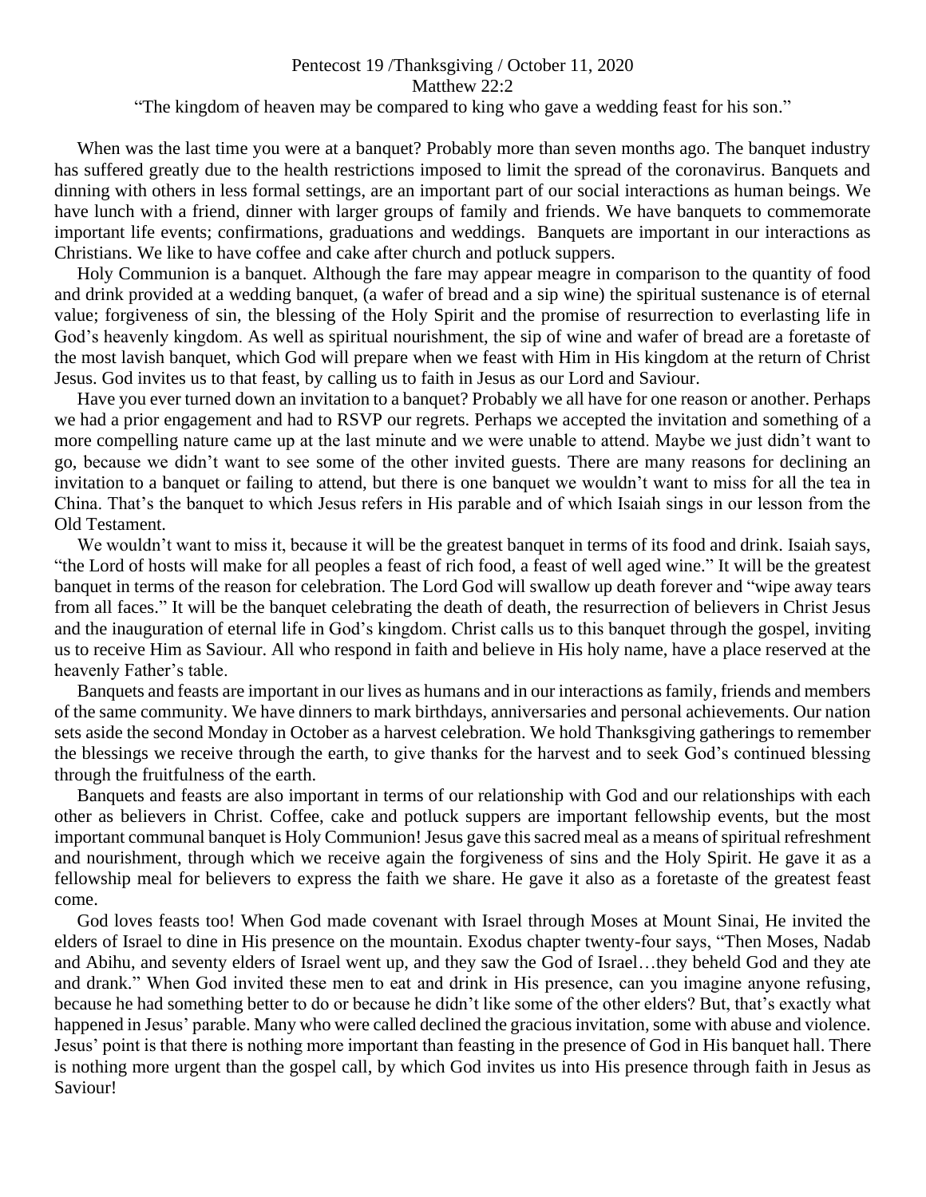Pentecost 19 /Thanksgiving / October 11, 2020

Matthew 22:2

"The kingdom of heaven may be compared to king who gave a wedding feast for his son."

When was the last time you were at a banquet? Probably more than seven months ago. The banquet industry has suffered greatly due to the health restrictions imposed to limit the spread of the coronavirus. Banquets and dinning with others in less formal settings, are an important part of our social interactions as human beings. We have lunch with a friend, dinner with larger groups of family and friends. We have banquets to commemorate important life events; confirmations, graduations and weddings. Banquets are important in our interactions as Christians. We like to have coffee and cake after church and potluck suppers.

Holy Communion is a banquet. Although the fare may appear meagre in comparison to the quantity of food and drink provided at a wedding banquet, (a wafer of bread and a sip wine) the spiritual sustenance is of eternal value; forgiveness of sin, the blessing of the Holy Spirit and the promise of resurrection to everlasting life in God's heavenly kingdom. As well as spiritual nourishment, the sip of wine and wafer of bread are a foretaste of the most lavish banquet, which God will prepare when we feast with Him in His kingdom at the return of Christ Jesus. God invites us to that feast, by calling us to faith in Jesus as our Lord and Saviour.

Have you ever turned down an invitation to a banquet? Probably we all have for one reason or another. Perhaps we had a prior engagement and had to RSVP our regrets. Perhaps we accepted the invitation and something of a more compelling nature came up at the last minute and we were unable to attend. Maybe we just didn't want to go, because we didn't want to see some of the other invited guests. There are many reasons for declining an invitation to a banquet or failing to attend, but there is one banquet we wouldn't want to miss for all the tea in China. That's the banquet to which Jesus refers in His parable and of which Isaiah sings in our lesson from the Old Testament.

We wouldn't want to miss it, because it will be the greatest banquet in terms of its food and drink. Isaiah says, "the Lord of hosts will make for all peoples a feast of rich food, a feast of well aged wine." It will be the greatest banquet in terms of the reason for celebration. The Lord God will swallow up death forever and "wipe away tears from all faces." It will be the banquet celebrating the death of death, the resurrection of believers in Christ Jesus and the inauguration of eternal life in God's kingdom. Christ calls us to this banquet through the gospel, inviting us to receive Him as Saviour. All who respond in faith and believe in His holy name, have a place reserved at the heavenly Father's table.

Banquets and feasts are important in our lives as humans and in our interactions as family, friends and members of the same community. We have dinners to mark birthdays, anniversaries and personal achievements. Our nation sets aside the second Monday in October as a harvest celebration. We hold Thanksgiving gatherings to remember the blessings we receive through the earth, to give thanks for the harvest and to seek God's continued blessing through the fruitfulness of the earth.

Banquets and feasts are also important in terms of our relationship with God and our relationships with each other as believers in Christ. Coffee, cake and potluck suppers are important fellowship events, but the most important communal banquet is Holy Communion! Jesus gave this sacred meal as a means of spiritual refreshment and nourishment, through which we receive again the forgiveness of sins and the Holy Spirit. He gave it as a fellowship meal for believers to express the faith we share. He gave it also as a foretaste of the greatest feast come.

God loves feasts too! When God made covenant with Israel through Moses at Mount Sinai, He invited the elders of Israel to dine in His presence on the mountain. Exodus chapter twenty-four says, "Then Moses, Nadab and Abihu, and seventy elders of Israel went up, and they saw the God of Israel…they beheld God and they ate and drank." When God invited these men to eat and drink in His presence, can you imagine anyone refusing, because he had something better to do or because he didn't like some of the other elders? But, that's exactly what happened in Jesus' parable. Many who were called declined the gracious invitation, some with abuse and violence. Jesus' point is that there is nothing more important than feasting in the presence of God in His banquet hall. There is nothing more urgent than the gospel call, by which God invites us into His presence through faith in Jesus as Saviour!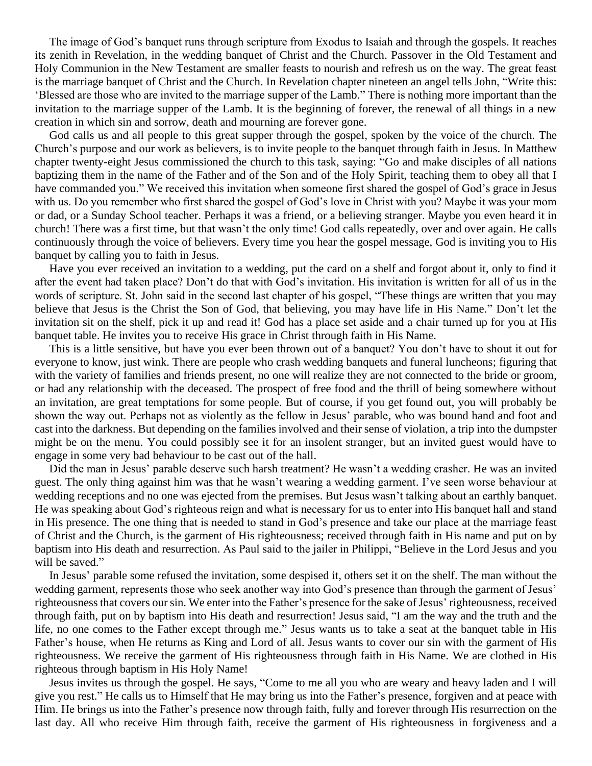The image of God's banquet runs through scripture from Exodus to Isaiah and through the gospels. It reaches its zenith in Revelation, in the wedding banquet of Christ and the Church. Passover in the Old Testament and Holy Communion in the New Testament are smaller feasts to nourish and refresh us on the way. The great feast is the marriage banquet of Christ and the Church. In Revelation chapter nineteen an angel tells John, "Write this: 'Blessed are those who are invited to the marriage supper of the Lamb." There is nothing more important than the invitation to the marriage supper of the Lamb. It is the beginning of forever, the renewal of all things in a new creation in which sin and sorrow, death and mourning are forever gone.

God calls us and all people to this great supper through the gospel, spoken by the voice of the church. The Church's purpose and our work as believers, is to invite people to the banquet through faith in Jesus. In Matthew chapter twenty-eight Jesus commissioned the church to this task, saying: "Go and make disciples of all nations baptizing them in the name of the Father and of the Son and of the Holy Spirit, teaching them to obey all that I have commanded you." We received this invitation when someone first shared the gospel of God's grace in Jesus with us. Do you remember who first shared the gospel of God's love in Christ with you? Maybe it was your mom or dad, or a Sunday School teacher. Perhaps it was a friend, or a believing stranger. Maybe you even heard it in church! There was a first time, but that wasn't the only time! God calls repeatedly, over and over again. He calls continuously through the voice of believers. Every time you hear the gospel message, God is inviting you to His banquet by calling you to faith in Jesus.

Have you ever received an invitation to a wedding, put the card on a shelf and forgot about it, only to find it after the event had taken place? Don't do that with God's invitation. His invitation is written for all of us in the words of scripture. St. John said in the second last chapter of his gospel, "These things are written that you may believe that Jesus is the Christ the Son of God, that believing, you may have life in His Name." Don't let the invitation sit on the shelf, pick it up and read it! God has a place set aside and a chair turned up for you at His banquet table. He invites you to receive His grace in Christ through faith in His Name.

This is a little sensitive, but have you ever been thrown out of a banquet? You don't have to shout it out for everyone to know, just wink. There are people who crash wedding banquets and funeral luncheons; figuring that with the variety of families and friends present, no one will realize they are not connected to the bride or groom, or had any relationship with the deceased. The prospect of free food and the thrill of being somewhere without an invitation, are great temptations for some people. But of course, if you get found out, you will probably be shown the way out. Perhaps not as violently as the fellow in Jesus' parable, who was bound hand and foot and cast into the darkness. But depending on the families involved and their sense of violation, a trip into the dumpster might be on the menu. You could possibly see it for an insolent stranger, but an invited guest would have to engage in some very bad behaviour to be cast out of the hall.

Did the man in Jesus' parable deserve such harsh treatment? He wasn't a wedding crasher. He was an invited guest. The only thing against him was that he wasn't wearing a wedding garment. I've seen worse behaviour at wedding receptions and no one was ejected from the premises. But Jesus wasn't talking about an earthly banquet. He was speaking about God's righteous reign and what is necessary for us to enter into His banquet hall and stand in His presence. The one thing that is needed to stand in God's presence and take our place at the marriage feast of Christ and the Church, is the garment of His righteousness; received through faith in His name and put on by baptism into His death and resurrection. As Paul said to the jailer in Philippi, "Believe in the Lord Jesus and you will be saved."

In Jesus' parable some refused the invitation, some despised it, others set it on the shelf. The man without the wedding garment, represents those who seek another way into God's presence than through the garment of Jesus' righteousness that covers our sin. We enter into the Father's presence for the sake of Jesus' righteousness, received through faith, put on by baptism into His death and resurrection! Jesus said, "I am the way and the truth and the life, no one comes to the Father except through me." Jesus wants us to take a seat at the banquet table in His Father's house, when He returns as King and Lord of all. Jesus wants to cover our sin with the garment of His righteousness. We receive the garment of His righteousness through faith in His Name. We are clothed in His righteous through baptism in His Holy Name!

Jesus invites us through the gospel. He says, "Come to me all you who are weary and heavy laden and I will give you rest." He calls us to Himself that He may bring us into the Father's presence, forgiven and at peace with Him. He brings us into the Father's presence now through faith, fully and forever through His resurrection on the last day. All who receive Him through faith, receive the garment of His righteousness in forgiveness and a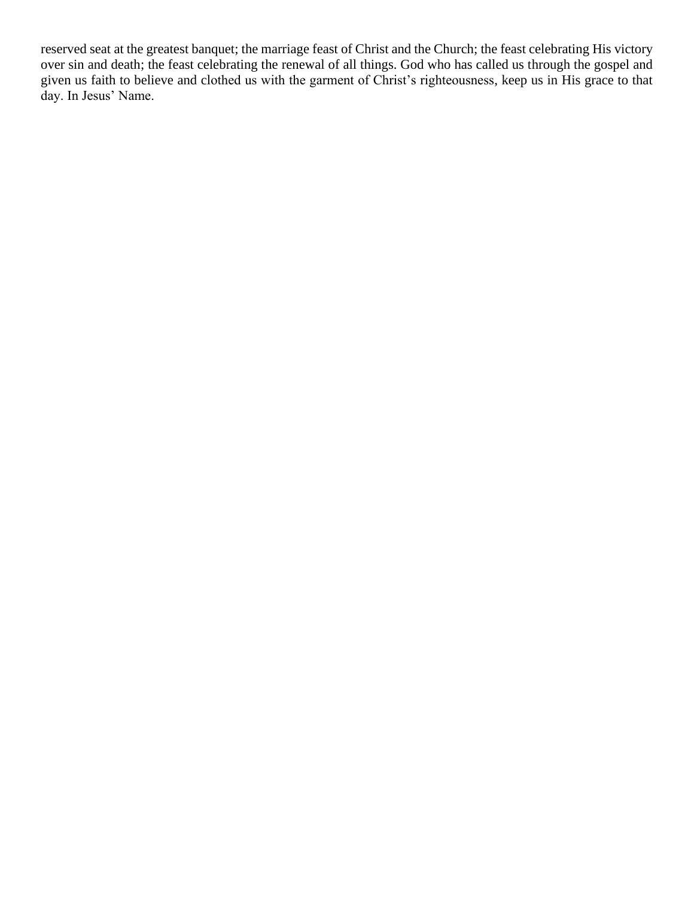reserved seat at the greatest banquet; the marriage feast of Christ and the Church; the feast celebrating His victory over sin and death; the feast celebrating the renewal of all things. God who has called us through the gospel and given us faith to believe and clothed us with the garment of Christ's righteousness, keep us in His grace to that day. In Jesus' Name.